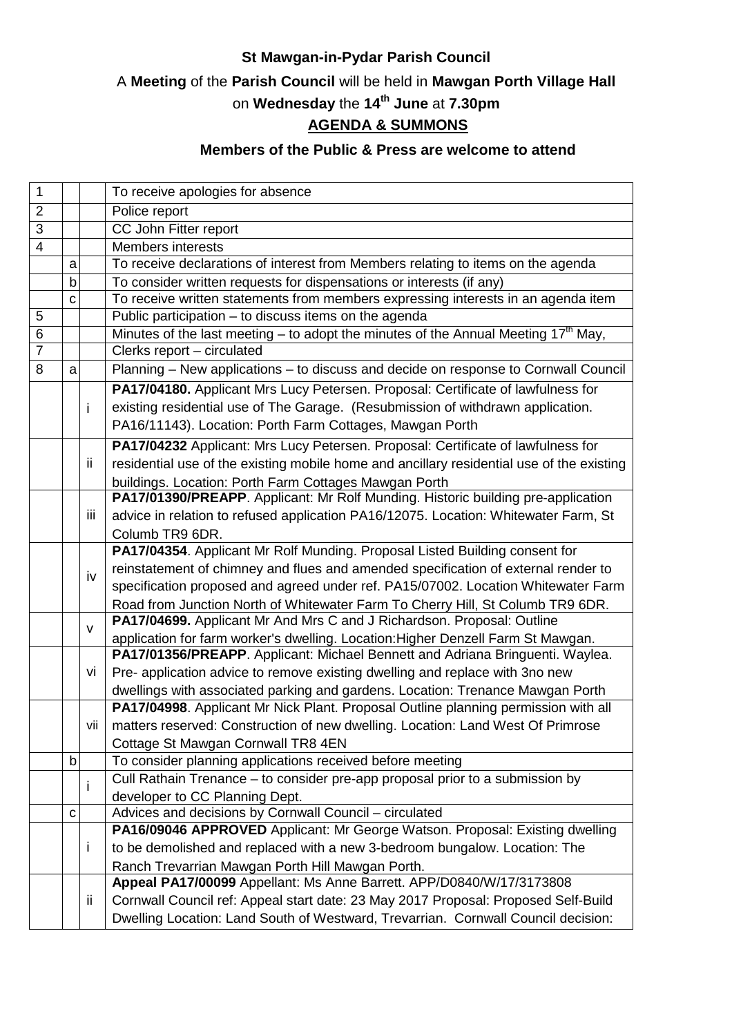**St Mawgan-in-Pydar Parish Council**

A **Meeting** of the **Parish Council** will be held in **Mawgan Porth Village Hall**

on **Wednesday** the **14th June** at **7.30pm**

**AGENDA & SUMMONS**

**Members of the Public & Press are welcome to attend**

| | | | |
|---|---|---|---|
| 1 | | | To receive apologies for absence |
| 2 | | | Police report |
| 3 | | | CC John Fitter report |
| 4 | | | Members interests |
| | a | | To receive declarations of interest from Members relating to items on the agenda |
| | b | | To consider written requests for dispensations or interests (if any) |
| | c | | To receive written statements from members expressing interests in an agenda item |
| 5 | | | Public participation – to discuss items on the agenda |
| 6 | | | Minutes of the last meeting – to adopt the minutes of the Annual Meeting 17th May, |
| 7 | | | Clerks report – circulated |
| 8 | a | | Planning – New applications – to discuss and decide on response to Cornwall Council |
| | | i | **PA17/04180.** Applicant Mrs Lucy Petersen. Proposal: Certificate of lawfulness for existing residential use of The Garage. (Resubmission of withdrawn application. PA16/11143). Location: Porth Farm Cottages, Mawgan Porth |
| | | ii | **PA17/04232** Applicant: Mrs Lucy Petersen. Proposal: Certificate of lawfulness for residential use of the existing mobile home and ancillary residential use of the existing buildings. Location: Porth Farm Cottages Mawgan Porth |
| | | iii | **PA17/01390/PREAPP**. Applicant: Mr Rolf Munding. Historic building pre-application advice in relation to refused application PA16/12075. Location: Whitewater Farm, St Columb TR9 6DR. |
| | | iv | **PA17/04354**. Applicant Mr Rolf Munding. Proposal Listed Building consent for reinstatement of chimney and flues and amended specification of external render to specification proposed and agreed under ref. PA15/07002. Location Whitewater Farm Road from Junction North of Whitewater Farm To Cherry Hill, St Columb TR9 6DR. |
| | | v | **PA17/04699.** Applicant Mr And Mrs C and J Richardson. Proposal: Outline application for farm worker's dwelling. Location:Higher Denzell Farm St Mawgan. |
| | | vi | **PA17/01356/PREAPP**. Applicant: Michael Bennett and Adriana Bringuenti. Waylea. Pre- application advice to remove existing dwelling and replace with 3no new dwellings with associated parking and gardens. Location: Trenance Mawgan Porth |
| | | vii | **PA17/04998**. Applicant Mr Nick Plant. Proposal Outline planning permission with all matters reserved: Construction of new dwelling. Location: Land West Of Primrose Cottage St Mawgan Cornwall TR8 4EN |
| | b | | To consider planning applications received before meeting |
| | | i | Cull Rathain Trenance – to consider pre-app proposal prior to a submission by developer to CC Planning Dept. |
| | c | | Advices and decisions by Cornwall Council – circulated |
| | | i | **PA16/09046 APPROVED** Applicant: Mr George Watson. Proposal: Existing dwelling to be demolished and replaced with a new 3-bedroom bungalow. Location: The Ranch Trevarrian Mawgan Porth Hill Mawgan Porth. |
| | | ii | **Appeal PA17/00099** Appellant: Ms Anne Barrett. APP/D0840/W/17/3173808 Cornwall Council ref: Appeal start date: 23 May 2017 Proposal: Proposed Self-Build Dwelling Location: Land South of Westward, Trevarrian. Cornwall Council decision: |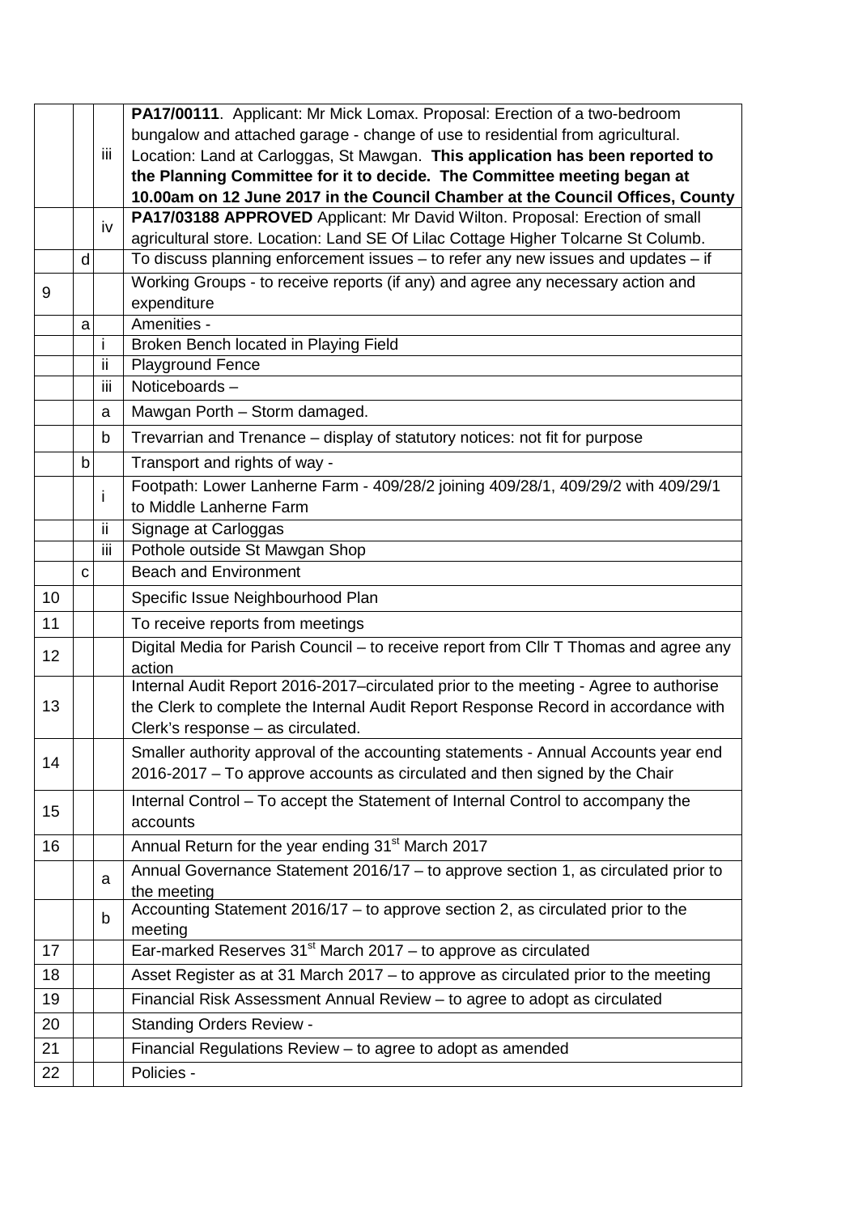| | | | |
|---|---|---|---|
| | | iii | **PA17/00111**. Applicant: Mr Mick Lomax. Proposal: Erection of a two-bedroom bungalow and attached garage - change of use to residential from agricultural. Location: Land at Carloggas, St Mawgan. **This application has been reported to the Planning Committee for it to decide. The Committee meeting began at 10.00am on 12 June 2017 in the Council Chamber at the Council Offices, County** |
| | | iv | **PA17/03188 APPROVED** Applicant: Mr David Wilton. Proposal: Erection of small agricultural store. Location: Land SE Of Lilac Cottage Higher Tolcarne St Columb. |
| | d | | To discuss planning enforcement issues – to refer any new issues and updates – if |
| 9 | | | Working Groups - to receive reports (if any) and agree any necessary action and expenditure |
| | a | | Amenities - |
| | | i | Broken Bench located in Playing Field |
| | | ii | Playground Fence |
| | | iii | Noticeboards – |
| | | a | Mawgan Porth – Storm damaged. |
| | | b | Trevarrian and Trenance – display of statutory notices: not fit for purpose |
| | b | | Transport and rights of way - |
| | | i | Footpath: Lower Lanherne Farm - 409/28/2 joining 409/28/1, 409/29/2 with 409/29/1 to Middle Lanherne Farm |
| | | ii | Signage at Carloggas |
| | | iii | Pothole outside St Mawgan Shop |
| | c | | Beach and Environment |
| 10 | | | Specific Issue Neighbourhood Plan |
| 11 | | | To receive reports from meetings |
| 12 | | | Digital Media for Parish Council – to receive report from Cllr T Thomas and agree any action |
| 13 | | | Internal Audit Report 2016-2017–circulated prior to the meeting - Agree to authorise the Clerk to complete the Internal Audit Report Response Record in accordance with Clerk's response – as circulated. |
| 14 | | | Smaller authority approval of the accounting statements - Annual Accounts year end 2016-2017 – To approve accounts as circulated and then signed by the Chair |
| 15 | | | Internal Control – To accept the Statement of Internal Control to accompany the accounts |
| 16 | | | Annual Return for the year ending 31st March 2017 |
| | | a | Annual Governance Statement 2016/17 – to approve section 1, as circulated prior to the meeting |
| | | b | Accounting Statement 2016/17 – to approve section 2, as circulated prior to the meeting |
| 17 | | | Ear-marked Reserves 31st March 2017 – to approve as circulated |
| 18 | | | Asset Register as at 31 March 2017 – to approve as circulated prior to the meeting |
| 19 | | | Financial Risk Assessment Annual Review – to agree to adopt as circulated |
| 20 | | | Standing Orders Review - |
| 21 | | | Financial Regulations Review – to agree to adopt as amended |
| 22 | | | Policies - |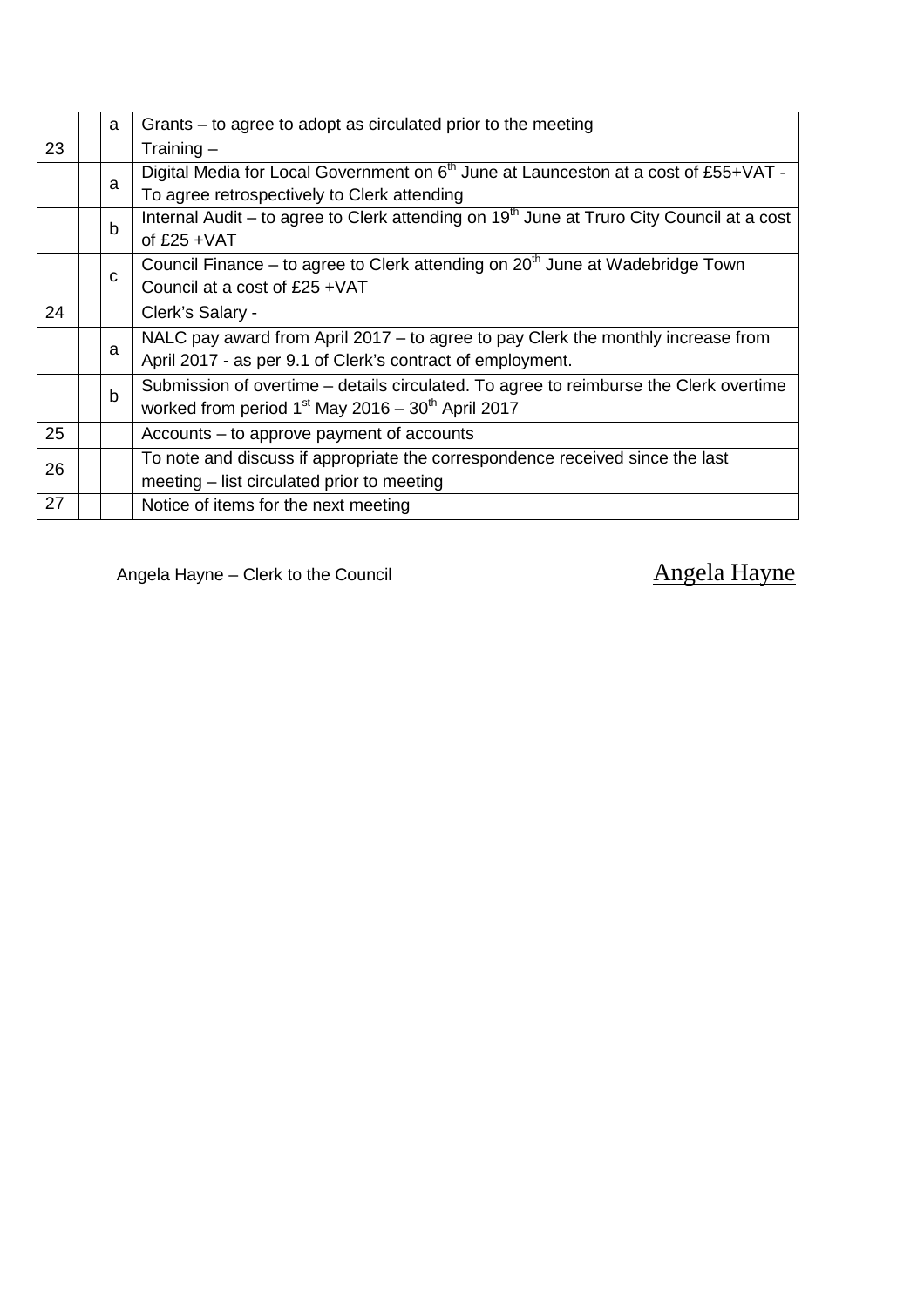| | | | |
|---|---|---|---|
| | | a | Grants – to agree to adopt as circulated prior to the meeting |
| 23 | | | Training – |
| | | a | Digital Media for Local Government on 6th June at Launceston at a cost of £55+VAT - To agree retrospectively to Clerk attending |
| | | b | Internal Audit – to agree to Clerk attending on 19th June at Truro City Council at a cost of £25 +VAT |
| | | c | Council Finance – to agree to Clerk attending on 20th June at Wadebridge Town Council at a cost of £25 +VAT |
| 24 | | | Clerk's Salary - |
| | | a | NALC pay award from April 2017 – to agree to pay Clerk the monthly increase from April 2017 - as per 9.1 of Clerk's contract of employment. |
| | | b | Submission of overtime – details circulated. To agree to reimburse the Clerk overtime worked from period 1st May 2016 – 30th April 2017 |
| 25 | | | Accounts – to approve payment of accounts |
| 26 | | | To note and discuss if appropriate the correspondence received since the last meeting – list circulated prior to meeting |
| 27 | | | Notice of items for the next meeting |

Angela Hayne – Clerk to the Council

Angela Hayne